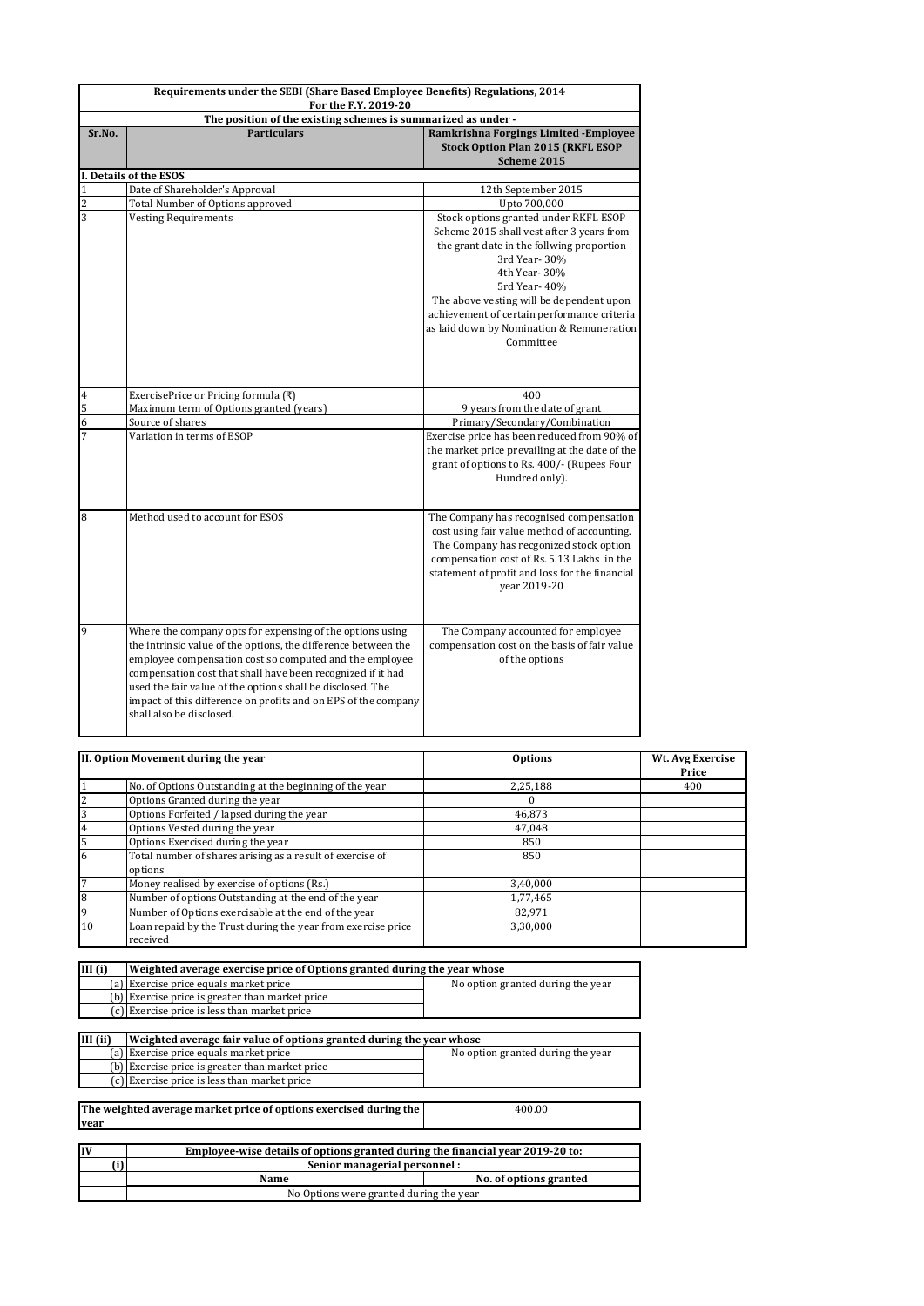| Requirements under the SEBI (Share Based Employee Benefits) Regulations, 2014 | | |
|---|---|---|
| For the F.Y. 2019-20 | | |
| The position of the existing schemes is summarized as under - | | |
| **Sr.No.** | **Particulars** | **Ramkrishna Forgings Limited -Employee Stock Option Plan 2015 (RKFL ESOP Scheme 2015** |
| **I. Details of the ESOS** | | |
| 1 | Date of Shareholder's Approval | 12th September 2015 |
| 2 | Total Number of Options approved | Upto 700,000 |
| 3 | Vesting Requirements | Stock options granted under RKFL ESOP Scheme 2015 shall vest after 3 years from the grant date in the follwing proportion<br>3rd Year- 30%<br>4th Year- 30%<br>5rd Year- 40%<br>The above vesting will be dependent upon achievement of certain performance criteria as laid down by Nomination & Remuneration Committee |
| 4 | ExercisePrice or Pricing formula (₹) | 400 |
| 5 | Maximum term of Options granted (years) | 9 years from the date of grant |
| 6 | Source of shares | Primary/Secondary/Combination |
| 7 | Variation in terms of ESOP | Exercise price has been reduced from 90% of the market price prevailing at the date of the grant of options to Rs. 400/- (Rupees Four Hundred only). |
| 8 | Method used to account for ESOS | The Company has recognised compensation cost using fair value method of accounting. The Company has recgonized stock option compensation cost of Rs. 5.13 Lakhs in the statement of profit and loss for the financial year 2019-20 |
| 9 | Where the company opts for expensing of the options using the intrinsic value of the options, the difference between the employee compensation cost so computed and the employee compensation cost that shall have been recognized if it had used the fair value of the options shall be disclosed. The impact of this difference on profits and on EPS of the company shall also be disclosed. | The Company accounted for employee compensation cost on the basis of fair value of the options |

| **II. Option Movement during the year** | | **Options** | **Wt. Avg Exercise Price** |
|---|---|---|---|
| 1 | No. of Options Outstanding at the beginning of the year | 2,25,188 | 400 |
| 2 | Options Granted during the year | 0 | |
| 3 | Options Forfeited / lapsed during the year | 46,873 | |
| 4 | Options Vested during the year | 47,048 | |
| 5 | Options Exercised during the year | 850 | |
| 6 | Total number of shares arising as a result of exercise of options | 850 | |
| 7 | Money realised by exercise of options (Rs.) | 3,40,000 | |
| 8 | Number of options Outstanding at the end of the year | 1,77,465 | |
| 9 | Number of Options exercisable at the end of the year | 82,971 | |
| 10 | Loan repaid by the Trust during the year from exercise price received | 3,30,000 | |

| **III (i)** | **Weighted average exercise price of Options granted during the year whose** | |
|---|---|---|
| (a) | Exercise price equals market price | No option granted during the year |
| (b) | Exercise price is greater than market price | |
| (c) | Exercise price is less than market price | |

| **III (ii)** | **Weighted average fair value of options granted during the year whose** | |
|---|---|---|
| (a) | Exercise price equals market price | No option granted during the year |
| (b) | Exercise price is greater than market price | |
| (c) | Exercise price is less than market price | |

| **The weighted average market price of options exercised during the year** | 400.00 |
|---|---|

| **IV** | **Employee-wise details of options granted during the financial year 2019-20 to:** | |
|---|---|---|
| **(i)** | **Senior managerial personnel :** | |
| | **Name** | **No. of options granted** |
| | No Options were granted during the year | |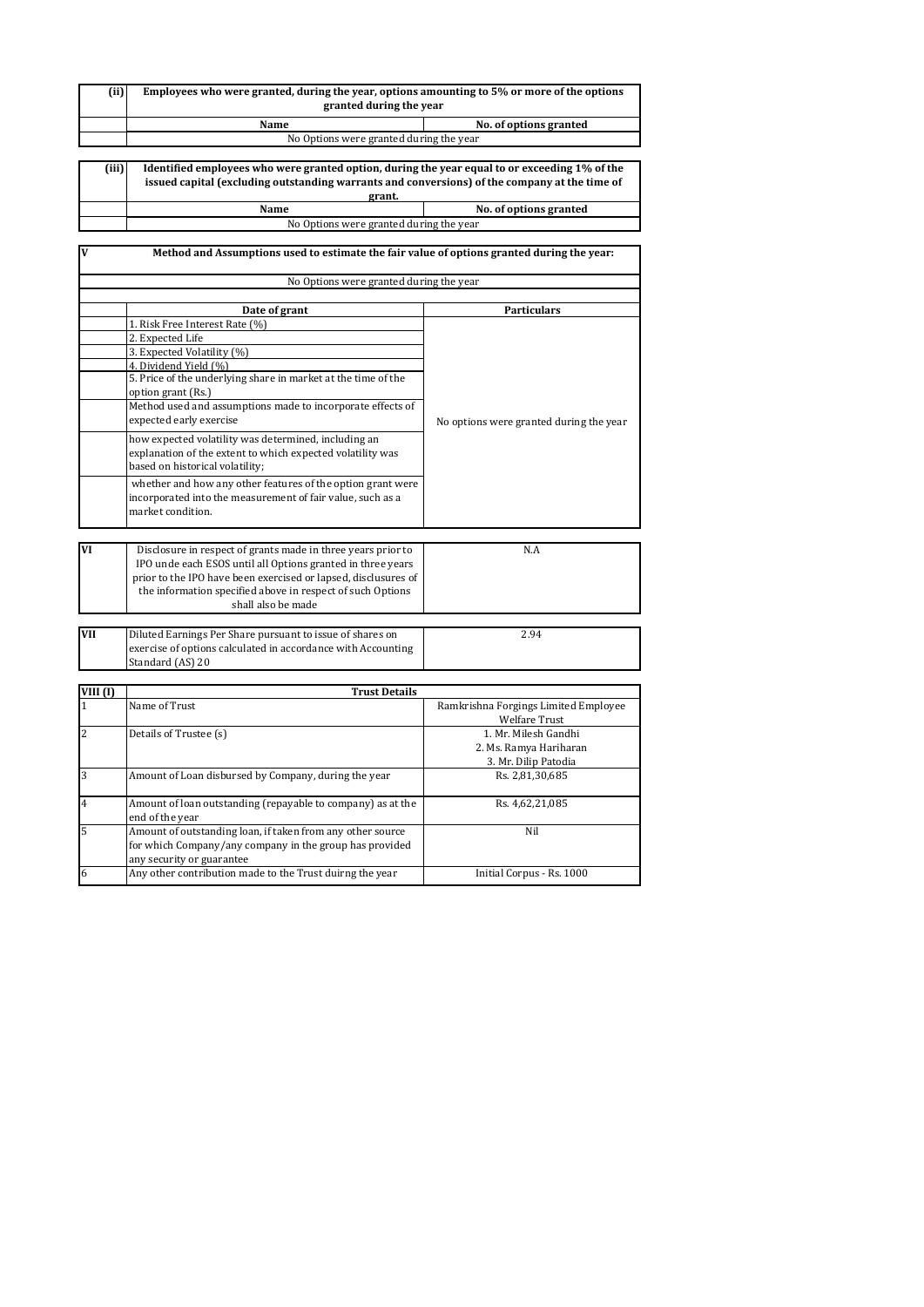| (ii) | Employees who were granted, during the year, options amounting to 5% or more of the options granted during the year | |
|---|---|---|
| | **Name** | **No. of options granted** |
| | No Options were granted during the year | |

| (iii) | Identified employees who were granted option, during the year equal to or exceeding 1% of the issued capital (excluding outstanding warrants and conversions) of the company at the time of grant. | |
|---|---|---|
| | **Name** | **No. of options granted** |
| | No Options were granted during the year | |

| V | Method and Assumptions used to estimate the fair value of options granted during the year: | |
|---|---|---|
| | No Options were granted during the year | |
| | **Date of grant** | **Particulars** |
| | 1. Risk Free Interest Rate (%) | No options were granted during the year |
| | 2. Expected Life | |
| | 3. Expected Volatility (%) | |
| | 4. Dividend Yield (%) | |
| | 5. Price of the underlying share in market at the time of the option grant (Rs.) | |
| | Method used and assumptions made to incorporate effects of expected early exercise | |
| | how expected volatility was determined, including an explanation of the extent to which expected volatility was based on historical volatility; | |
| | whether and how any other features of the option grant were incorporated into the measurement of fair value, such as a market condition. | |

| VI | Disclosure in respect of grants made in three years prior to IPO unde each ESOS until all Options granted in three years prior to the IPO have been exercised or lapsed, disclosures of the information specified above in respect of such Options shall also be made | N.A |
|---|---|---|

| VII | Diluted Earnings Per Share pursuant to issue of shares on exercise of options calculated in accordance with Accounting Standard (AS) 20 | 2.94 |
|---|---|---|

| VIII (I) | Trust Details | |
|---|---|---|
| 1 | Name of Trust | Ramkrishna Forgings Limited Employee Welfare Trust |
| 2 | Details of Trustee (s) | 1. Mr. Milesh Gandhi<br>2. Ms. Ramya Hariharan<br>3. Mr. Dilip Patodia |
| 3 | Amount of Loan disbursed by Company, during the year | Rs. 2,81,30,685 |
| 4 | Amount of loan outstanding (repayable to company) as at the end of the year | Rs. 4,62,21,085 |
| 5 | Amount of outstanding loan, if taken from any other source for which Company/any company in the group has provided any security or guarantee | Nil |
| 6 | Any other contribution made to the Trust duirng the year | Initial Corpus - Rs. 1000 |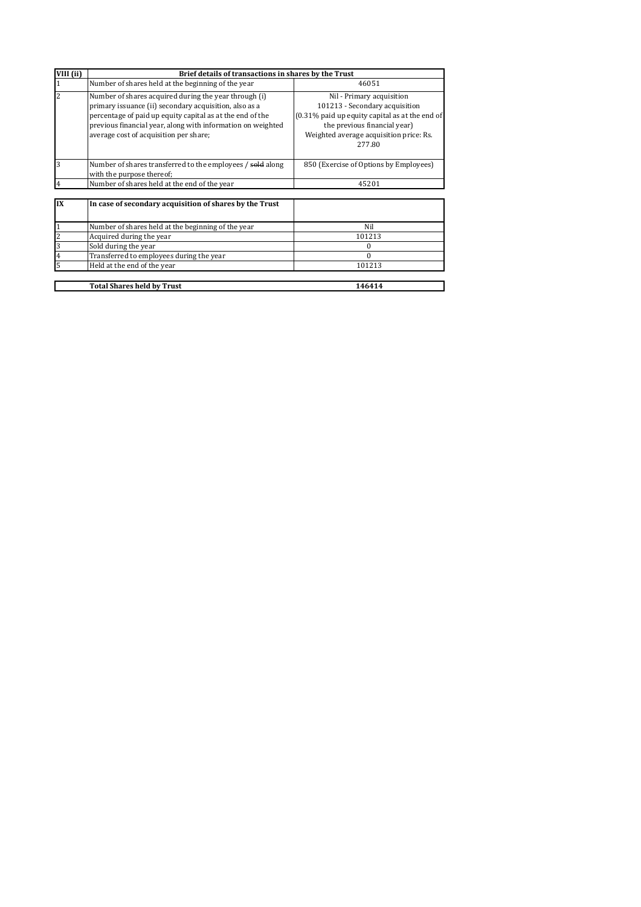| VIII (ii) | Brief details of transactions in shares by the Trust | |
|---|---|---|
| 1 | Number of shares held at the beginning of the year | 46051 |
| 2 | Number of shares acquired during the year through (i) primary issuance (ii) secondary acquisition, also as a percentage of paid up equity capital as at the end of the previous financial year, along with information on weighted average cost of acquisition per share; | Nil - Primary acquisition<br>101213 - Secondary acquisition<br>(0.31% paid up equity capital as at the end of the previous financial year)<br>Weighted average acquisition price: Rs. 277.80 |
| 3 | Number of shares transferred to the employees / ~~sold~~ along with the purpose thereof; | 850 (Exercise of Options by Employees) |
| 4 | Number of shares held at the end of the year | 45201 |

| IX | In case of secondary acquisition of shares by the Trust | |
|---|---|---|
| 1 | Number of shares held at the beginning of the year | Nil |
| 2 | Acquired during the year | 101213 |
| 3 | Sold during the year | 0 |
| 4 | Transferred to employees during the year | 0 |
| 5 | Held at the end of the year | 101213 |

| | | |
|---|---|---|
| | **Total Shares held by Trust** | **146414** |